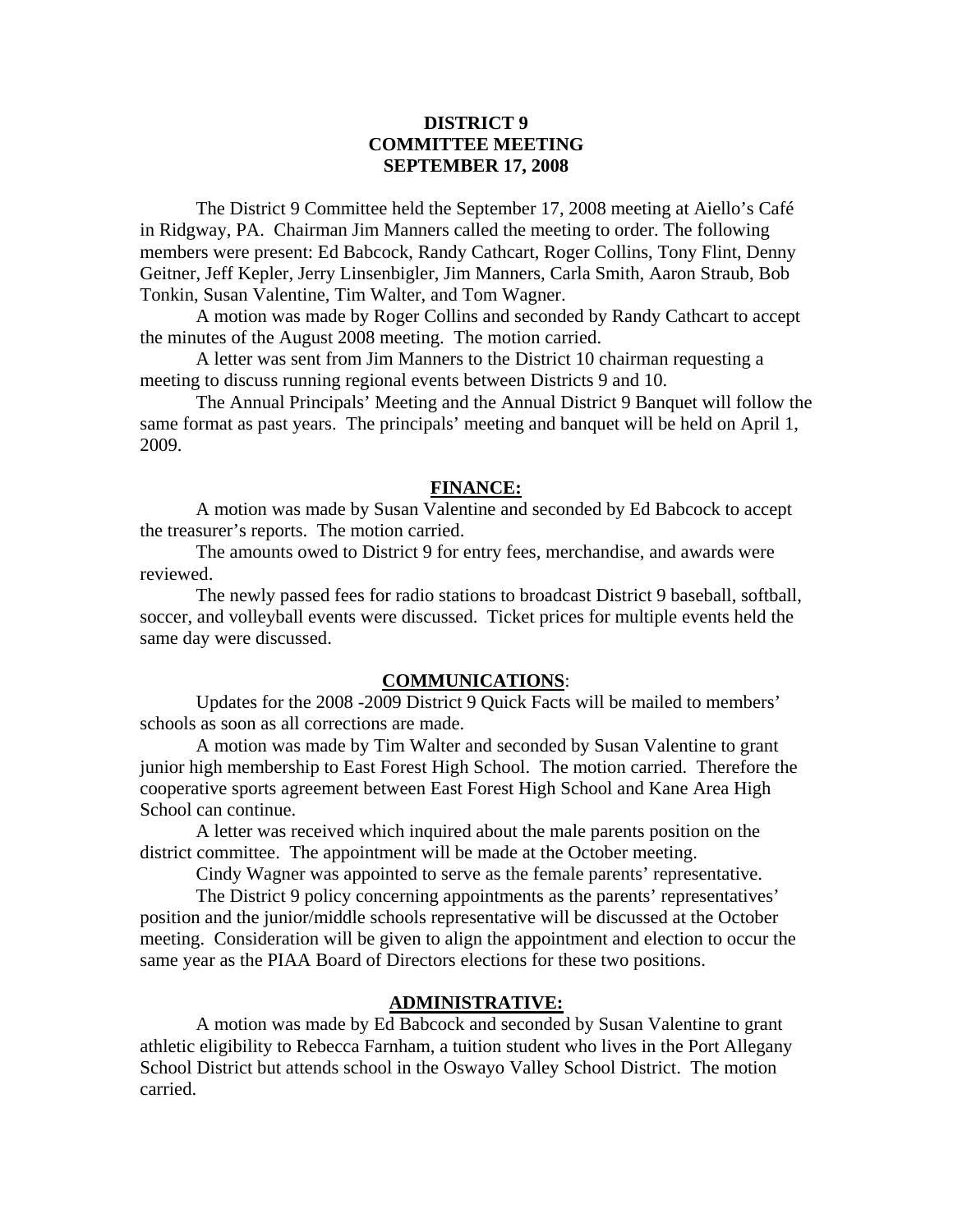**DISTRICT 9**
**COMMITTEE MEETING**
**SEPTEMBER 17, 2008**

The District 9 Committee held the September 17, 2008 meeting at Aiello's Café in Ridgway, PA. Chairman Jim Manners called the meeting to order. The following members were present: Ed Babcock, Randy Cathcart, Roger Collins, Tony Flint, Denny Geitner, Jeff Kepler, Jerry Linsenbigler, Jim Manners, Carla Smith, Aaron Straub, Bob Tonkin, Susan Valentine, Tim Walter, and Tom Wagner.

A motion was made by Roger Collins and seconded by Randy Cathcart to accept the minutes of the August 2008 meeting. The motion carried.

A letter was sent from Jim Manners to the District 10 chairman requesting a meeting to discuss running regional events between Districts 9 and 10.

The Annual Principals' Meeting and the Annual District 9 Banquet will follow the same format as past years. The principals' meeting and banquet will be held on April 1, 2009.

## FINANCE:

A motion was made by Susan Valentine and seconded by Ed Babcock to accept the treasurer's reports. The motion carried.

The amounts owed to District 9 for entry fees, merchandise, and awards were reviewed.

The newly passed fees for radio stations to broadcast District 9 baseball, softball, soccer, and volleyball events were discussed. Ticket prices for multiple events held the same day were discussed.

## COMMUNICATIONS:

Updates for the 2008 -2009 District 9 Quick Facts will be mailed to members' schools as soon as all corrections are made.

A motion was made by Tim Walter and seconded by Susan Valentine to grant junior high membership to East Forest High School. The motion carried. Therefore the cooperative sports agreement between East Forest High School and Kane Area High School can continue.

A letter was received which inquired about the male parents position on the district committee. The appointment will be made at the October meeting.

Cindy Wagner was appointed to serve as the female parents' representative.

The District 9 policy concerning appointments as the parents' representatives' position and the junior/middle schools representative will be discussed at the October meeting. Consideration will be given to align the appointment and election to occur the same year as the PIAA Board of Directors elections for these two positions.

## ADMINISTRATIVE:

A motion was made by Ed Babcock and seconded by Susan Valentine to grant athletic eligibility to Rebecca Farnham, a tuition student who lives in the Port Allegany School District but attends school in the Oswayo Valley School District. The motion carried.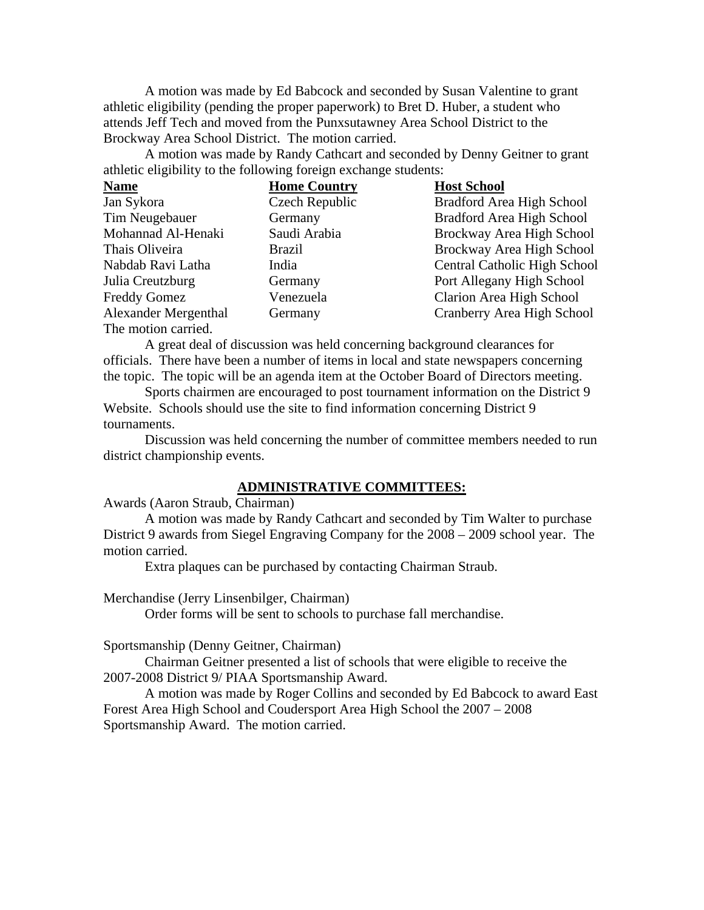A motion was made by Ed Babcock and seconded by Susan Valentine to grant athletic eligibility (pending the proper paperwork) to Bret D. Huber, a student who attends Jeff Tech and moved from the Punxsutawney Area School District to the Brockway Area School District. The motion carried.

A motion was made by Randy Cathcart and seconded by Denny Geitner to grant athletic eligibility to the following foreign exchange students:

| Name | Home Country | Host School |
| --- | --- | --- |
| Jan Sykora | Czech Republic | Bradford Area High School |
| Tim Neugebauer | Germany | Bradford Area High School |
| Mohannad Al-Henaki | Saudi Arabia | Brockway Area High School |
| Thais Oliveira | Brazil | Brockway Area High School |
| Nabdab Ravi Latha | India | Central Catholic High School |
| Julia Creutzburg | Germany | Port Allegany High School |
| Freddy Gomez | Venezuela | Clarion Area High School |
| Alexander Mergenthal | Germany | Cranberry Area High School |

The motion carried.

A great deal of discussion was held concerning background clearances for officials. There have been a number of items in local and state newspapers concerning the topic. The topic will be an agenda item at the October Board of Directors meeting.

Sports chairmen are encouraged to post tournament information on the District 9 Website. Schools should use the site to find information concerning District 9 tournaments.

Discussion was held concerning the number of committee members needed to run district championship events.

## ADMINISTRATIVE COMMITTEES:

Awards (Aaron Straub, Chairman)

A motion was made by Randy Cathcart and seconded by Tim Walter to purchase District 9 awards from Siegel Engraving Company for the 2008 – 2009 school year. The motion carried.

Extra plaques can be purchased by contacting Chairman Straub.

Merchandise (Jerry Linsenbilger, Chairman)

Order forms will be sent to schools to purchase fall merchandise.

Sportsmanship (Denny Geitner, Chairman)

Chairman Geitner presented a list of schools that were eligible to receive the 2007-2008 District 9/ PIAA Sportsmanship Award.

A motion was made by Roger Collins and seconded by Ed Babcock to award East Forest Area High School and Coudersport Area High School the 2007 – 2008 Sportsmanship Award. The motion carried.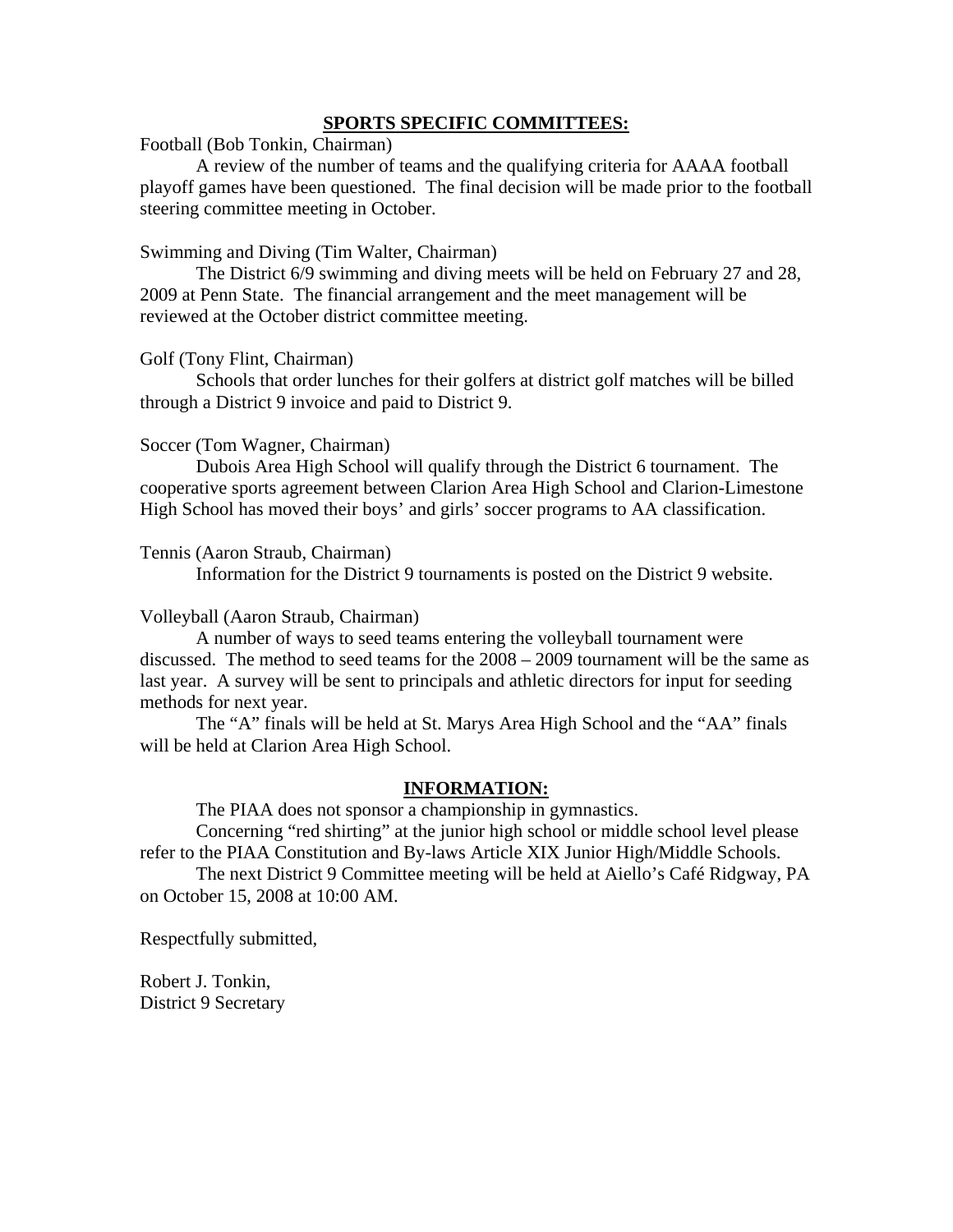## **SPORTS SPECIFIC COMMITTEES:**

Football (Bob Tonkin, Chairman)

A review of the number of teams and the qualifying criteria for AAAA football playoff games have been questioned. The final decision will be made prior to the football steering committee meeting in October.

Swimming and Diving (Tim Walter, Chairman)

The District 6/9 swimming and diving meets will be held on February 27 and 28, 2009 at Penn State. The financial arrangement and the meet management will be reviewed at the October district committee meeting.

Golf (Tony Flint, Chairman)

Schools that order lunches for their golfers at district golf matches will be billed through a District 9 invoice and paid to District 9.

Soccer (Tom Wagner, Chairman)

Dubois Area High School will qualify through the District 6 tournament. The cooperative sports agreement between Clarion Area High School and Clarion-Limestone High School has moved their boys' and girls' soccer programs to AA classification.

Tennis (Aaron Straub, Chairman)

Information for the District 9 tournaments is posted on the District 9 website.

Volleyball (Aaron Straub, Chairman)

A number of ways to seed teams entering the volleyball tournament were discussed. The method to seed teams for the 2008 – 2009 tournament will be the same as last year. A survey will be sent to principals and athletic directors for input for seeding methods for next year.

The "A" finals will be held at St. Marys Area High School and the "AA" finals will be held at Clarion Area High School.

## **INFORMATION:**

The PIAA does not sponsor a championship in gymnastics.

Concerning "red shirting" at the junior high school or middle school level please refer to the PIAA Constitution and By-laws Article XIX Junior High/Middle Schools.

The next District 9 Committee meeting will be held at Aiello's Café Ridgway, PA on October 15, 2008 at 10:00 AM.

Respectfully submitted,

Robert J. Tonkin,
District 9 Secretary